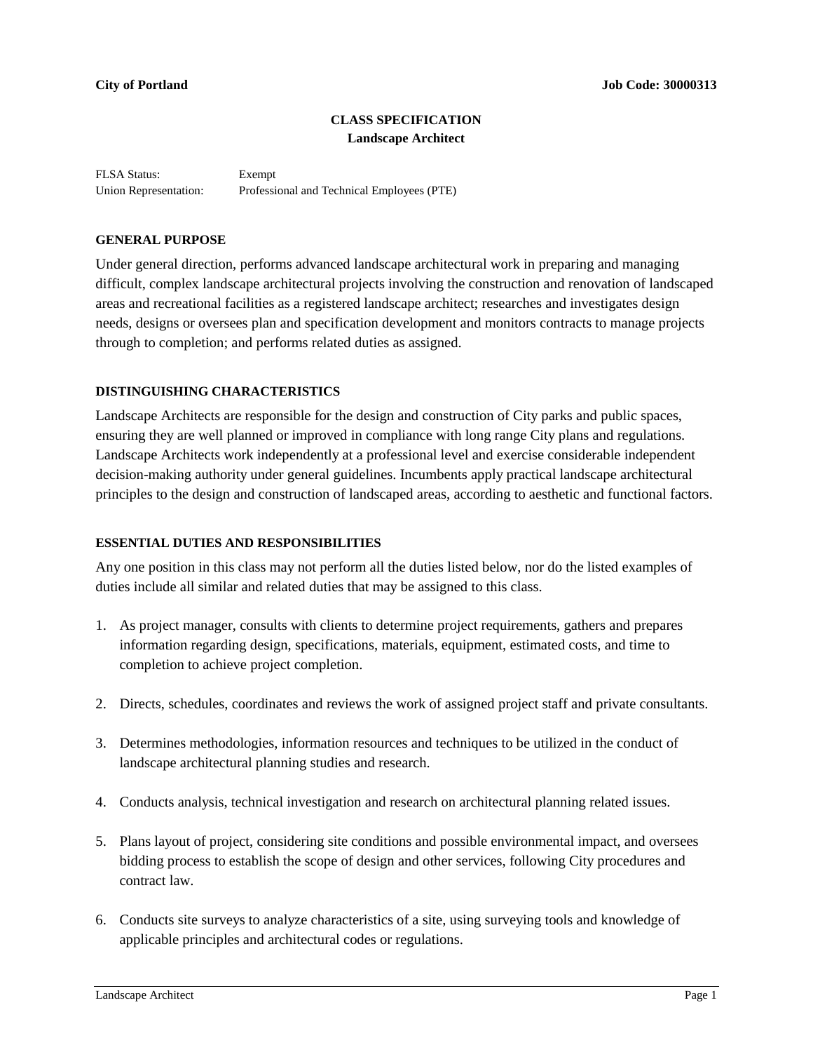**City of Portland** **Job Code: 30000313**

# CLASS SPECIFICATION
## Landscape Architect

| | |
|---|---|
| FLSA Status: | Exempt |
| Union Representation: | Professional and Technical Employees (PTE) |

### GENERAL PURPOSE

Under general direction, performs advanced landscape architectural work in preparing and managing difficult, complex landscape architectural projects involving the construction and renovation of landscaped areas and recreational facilities as a registered landscape architect; researches and investigates design needs, designs or oversees plan and specification development and monitors contracts to manage projects through to completion; and performs related duties as assigned.

### DISTINGUISHING CHARACTERISTICS

Landscape Architects are responsible for the design and construction of City parks and public spaces, ensuring they are well planned or improved in compliance with long range City plans and regulations. Landscape Architects work independently at a professional level and exercise considerable independent decision-making authority under general guidelines. Incumbents apply practical landscape architectural principles to the design and construction of landscaped areas, according to aesthetic and functional factors.

### ESSENTIAL DUTIES AND RESPONSIBILITIES

Any one position in this class may not perform all the duties listed below, nor do the listed examples of duties include all similar and related duties that may be assigned to this class.

1. As project manager, consults with clients to determine project requirements, gathers and prepares information regarding design, specifications, materials, equipment, estimated costs, and time to completion to achieve project completion.

2. Directs, schedules, coordinates and reviews the work of assigned project staff and private consultants.

3. Determines methodologies, information resources and techniques to be utilized in the conduct of landscape architectural planning studies and research.

4. Conducts analysis, technical investigation and research on architectural planning related issues.

5. Plans layout of project, considering site conditions and possible environmental impact, and oversees bidding process to establish the scope of design and other services, following City procedures and contract law.

6. Conducts site surveys to analyze characteristics of a site, using surveying tools and knowledge of applicable principles and architectural codes or regulations.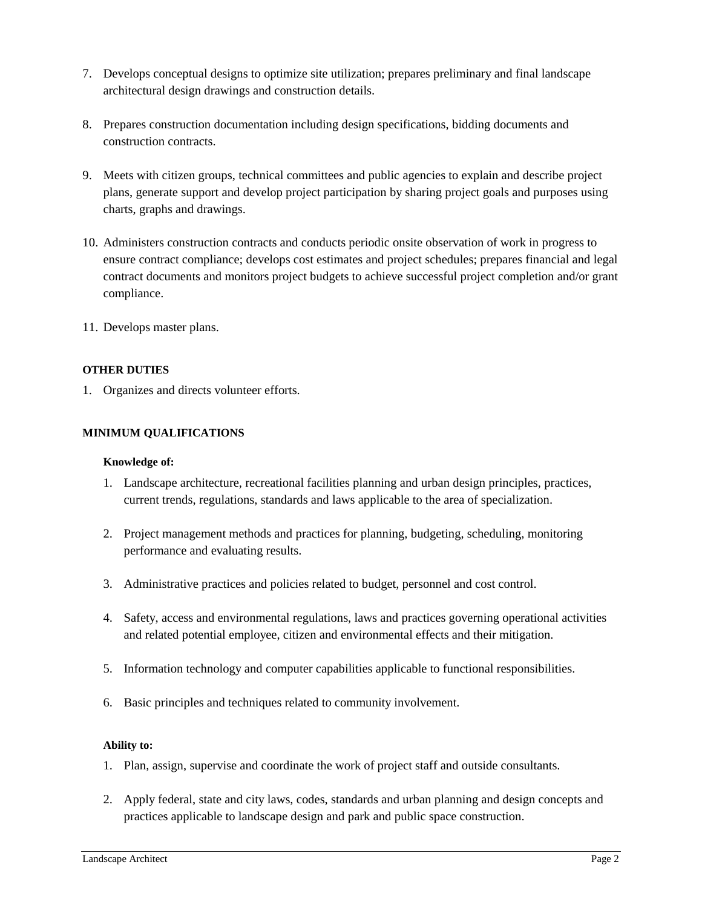7. Develops conceptual designs to optimize site utilization; prepares preliminary and final landscape architectural design drawings and construction details.

8. Prepares construction documentation including design specifications, bidding documents and construction contracts.

9. Meets with citizen groups, technical committees and public agencies to explain and describe project plans, generate support and develop project participation by sharing project goals and purposes using charts, graphs and drawings.

10. Administers construction contracts and conducts periodic onsite observation of work in progress to ensure contract compliance; develops cost estimates and project schedules; prepares financial and legal contract documents and monitors project budgets to achieve successful project completion and/or grant compliance.

11. Develops master plans.

**OTHER DUTIES**

1. Organizes and directs volunteer efforts.

**MINIMUM QUALIFICATIONS**

**Knowledge of:**

1. Landscape architecture, recreational facilities planning and urban design principles, practices, current trends, regulations, standards and laws applicable to the area of specialization.

2. Project management methods and practices for planning, budgeting, scheduling, monitoring performance and evaluating results.

3. Administrative practices and policies related to budget, personnel and cost control.

4. Safety, access and environmental regulations, laws and practices governing operational activities and related potential employee, citizen and environmental effects and their mitigation.

5. Information technology and computer capabilities applicable to functional responsibilities.

6. Basic principles and techniques related to community involvement.

**Ability to:**

1. Plan, assign, supervise and coordinate the work of project staff and outside consultants.

2. Apply federal, state and city laws, codes, standards and urban planning and design concepts and practices applicable to landscape design and park and public space construction.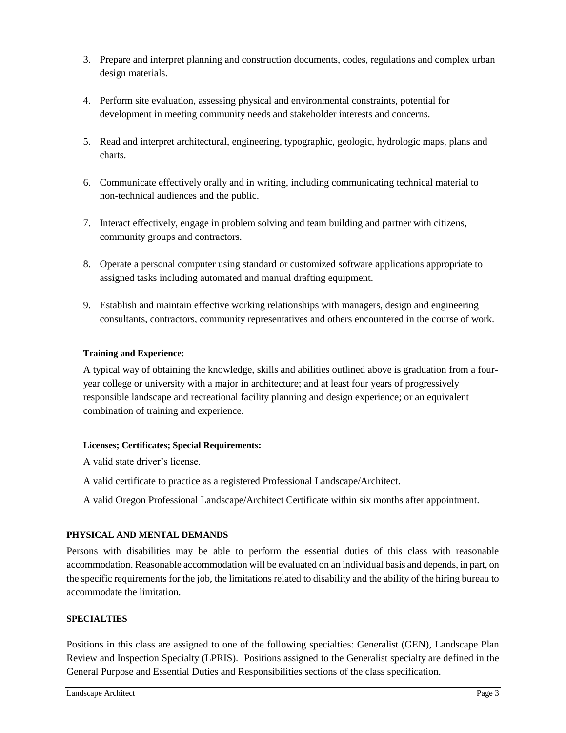3. Prepare and interpret planning and construction documents, codes, regulations and complex urban design materials.

4. Perform site evaluation, assessing physical and environmental constraints, potential for development in meeting community needs and stakeholder interests and concerns.

5. Read and interpret architectural, engineering, typographic, geologic, hydrologic maps, plans and charts.

6. Communicate effectively orally and in writing, including communicating technical material to non-technical audiences and the public.

7. Interact effectively, engage in problem solving and team building and partner with citizens, community groups and contractors.

8. Operate a personal computer using standard or customized software applications appropriate to assigned tasks including automated and manual drafting equipment.

9. Establish and maintain effective working relationships with managers, design and engineering consultants, contractors, community representatives and others encountered in the course of work.

**Training and Experience:**

A typical way of obtaining the knowledge, skills and abilities outlined above is graduation from a four-year college or university with a major in architecture; and at least four years of progressively responsible landscape and recreational facility planning and design experience; or an equivalent combination of training and experience.

**Licenses; Certificates; Special Requirements:**

A valid state driver's license.

A valid certificate to practice as a registered Professional Landscape/Architect.

A valid Oregon Professional Landscape/Architect Certificate within six months after appointment.

## PHYSICAL AND MENTAL DEMANDS

Persons with disabilities may be able to perform the essential duties of this class with reasonable accommodation. Reasonable accommodation will be evaluated on an individual basis and depends, in part, on the specific requirements for the job, the limitations related to disability and the ability of the hiring bureau to accommodate the limitation.

## SPECIALTIES

Positions in this class are assigned to one of the following specialties: Generalist (GEN), Landscape Plan Review and Inspection Specialty (LPRIS). Positions assigned to the Generalist specialty are defined in the General Purpose and Essential Duties and Responsibilities sections of the class specification.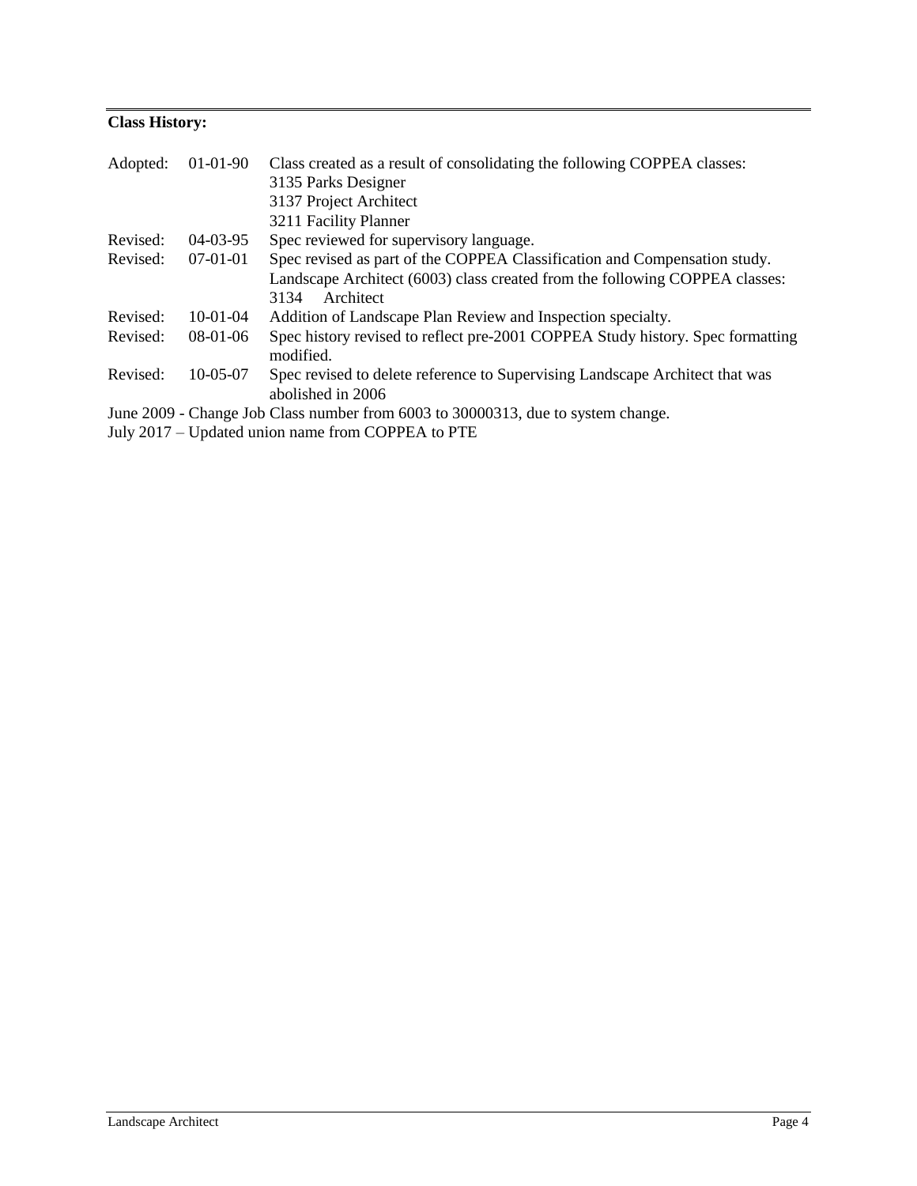**Class History:**

| | | |
|---|---|---|
| Adopted: | 01-01-90 | Class created as a result of consolidating the following COPPEA classes:<br>3135 Parks Designer<br>3137 Project Architect<br>3211 Facility Planner |
| Revised: | 04-03-95 | Spec reviewed for supervisory language. |
| Revised: | 07-01-01 | Spec revised as part of the COPPEA Classification and Compensation study. Landscape Architect (6003) class created from the following COPPEA classes:<br>3134 Architect |
| Revised: | 10-01-04 | Addition of Landscape Plan Review and Inspection specialty. |
| Revised: | 08-01-06 | Spec history revised to reflect pre-2001 COPPEA Study history. Spec formatting modified. |
| Revised: | 10-05-07 | Spec revised to delete reference to Supervising Landscape Architect that was abolished in 2006 |

June 2009 - Change Job Class number from 6003 to 30000313, due to system change.

July 2017 – Updated union name from COPPEA to PTE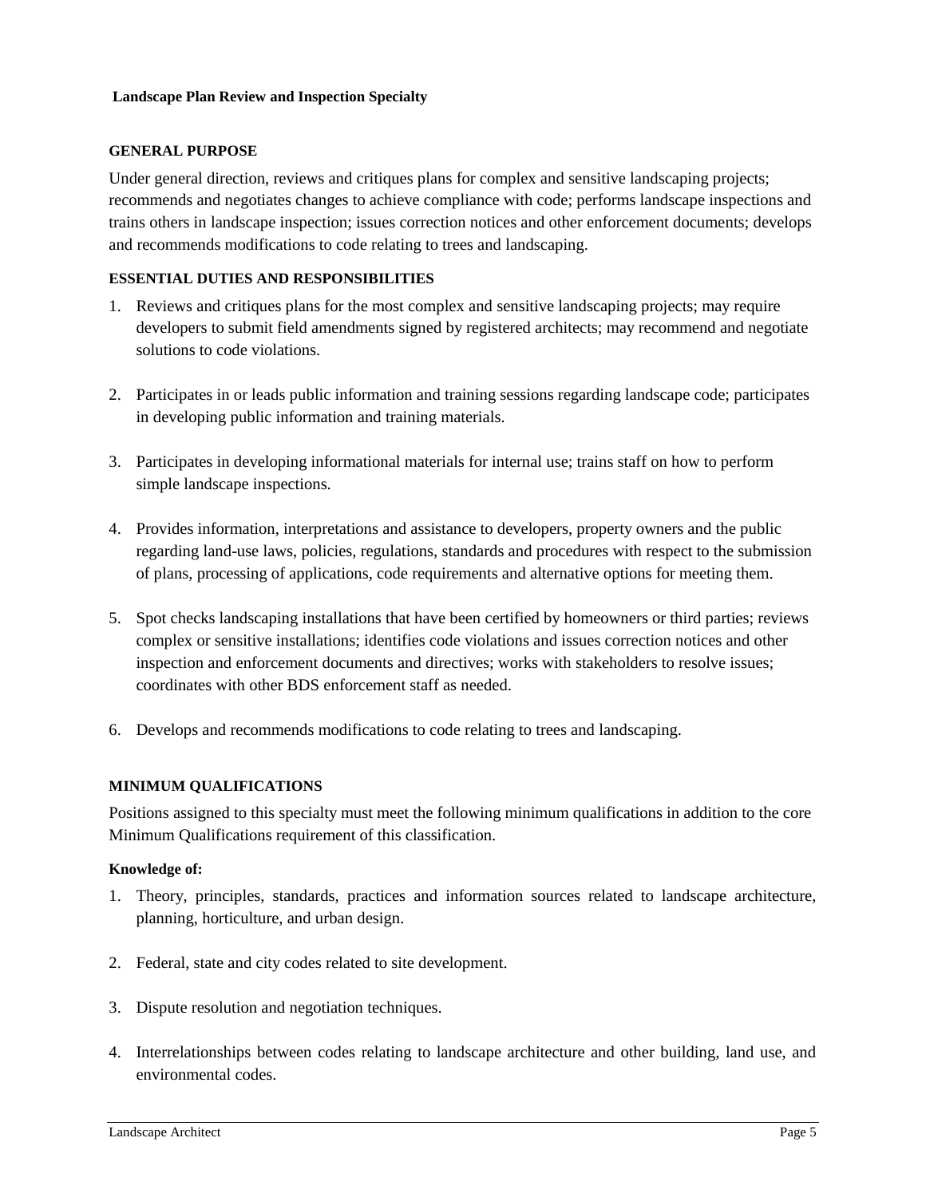**Landscape Plan Review and Inspection Specialty**

**GENERAL PURPOSE**

Under general direction, reviews and critiques plans for complex and sensitive landscaping projects; recommends and negotiates changes to achieve compliance with code; performs landscape inspections and trains others in landscape inspection; issues correction notices and other enforcement documents; develops and recommends modifications to code relating to trees and landscaping.

**ESSENTIAL DUTIES AND RESPONSIBILITIES**

1. Reviews and critiques plans for the most complex and sensitive landscaping projects; may require developers to submit field amendments signed by registered architects; may recommend and negotiate solutions to code violations.

2. Participates in or leads public information and training sessions regarding landscape code; participates in developing public information and training materials.

3. Participates in developing informational materials for internal use; trains staff on how to perform simple landscape inspections.

4. Provides information, interpretations and assistance to developers, property owners and the public regarding land-use laws, policies, regulations, standards and procedures with respect to the submission of plans, processing of applications, code requirements and alternative options for meeting them.

5. Spot checks landscaping installations that have been certified by homeowners or third parties; reviews complex or sensitive installations; identifies code violations and issues correction notices and other inspection and enforcement documents and directives; works with stakeholders to resolve issues; coordinates with other BDS enforcement staff as needed.

6. Develops and recommends modifications to code relating to trees and landscaping.

**MINIMUM QUALIFICATIONS**

Positions assigned to this specialty must meet the following minimum qualifications in addition to the core Minimum Qualifications requirement of this classification.

**Knowledge of:**

1. Theory, principles, standards, practices and information sources related to landscape architecture, planning, horticulture, and urban design.

2. Federal, state and city codes related to site development.

3. Dispute resolution and negotiation techniques.

4. Interrelationships between codes relating to landscape architecture and other building, land use, and environmental codes.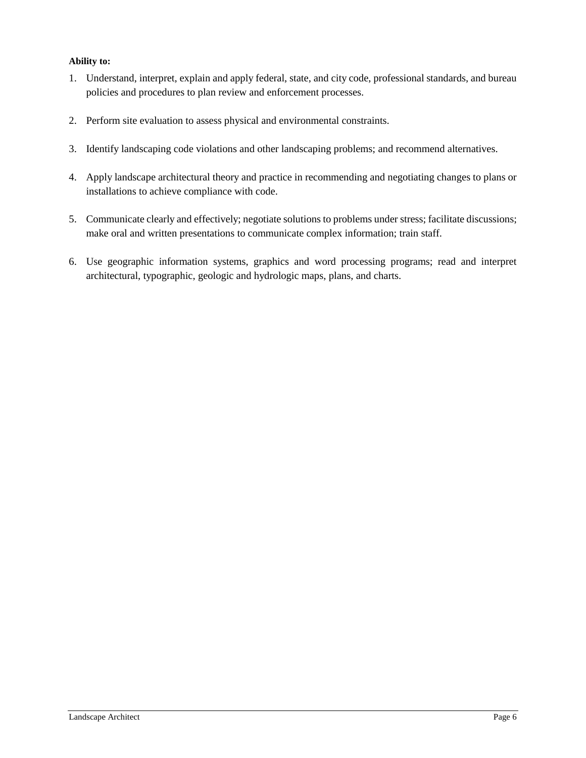**Ability to:**

1. Understand, interpret, explain and apply federal, state, and city code, professional standards, and bureau policies and procedures to plan review and enforcement processes.

2. Perform site evaluation to assess physical and environmental constraints.

3. Identify landscaping code violations and other landscaping problems; and recommend alternatives.

4. Apply landscape architectural theory and practice in recommending and negotiating changes to plans or installations to achieve compliance with code.

5. Communicate clearly and effectively; negotiate solutions to problems under stress; facilitate discussions; make oral and written presentations to communicate complex information; train staff.

6. Use geographic information systems, graphics and word processing programs; read and interpret architectural, typographic, geologic and hydrologic maps, plans, and charts.